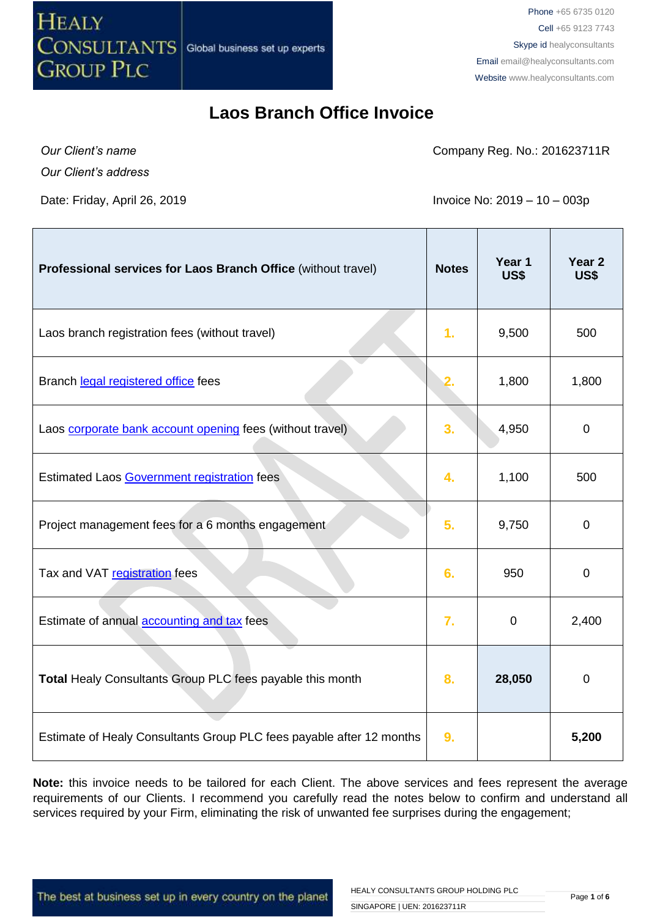# Laos Branch Office Invoice

*Our Client's name*

*Our Client's address*

Company Reg. No.: 201623711R

Date: Friday, April 26, 2019

Invoice No: 2019 – 10 – 003p

| **Professional services for Laos Branch Office** (without travel) | **Notes** | **Year 1 US$** | **Year 2 US$** |
|---|---|---|---|
| Laos branch registration fees (without travel) | 1. | 9,500 | 500 |
| Branch legal registered office fees | 2. | 1,800 | 1,800 |
| Laos corporate bank account opening fees (without travel) | 3. | 4,950 | 0 |
| Estimated Laos Government registration fees | 4. | 1,100 | 500 |
| Project management fees for a 6 months engagement | 5. | 9,750 | 0 |
| Tax and VAT registration fees | 6. | 950 | 0 |
| Estimate of annual accounting and tax fees | 7. | 0 | 2,400 |
| **Total** Healy Consultants Group PLC fees payable this month | 8. | **28,050** | 0 |
| Estimate of Healy Consultants Group PLC fees payable after 12 months | 9. | | **5,200** |

**Note:** this invoice needs to be tailored for each Client. The above services and fees represent the average requirements of our Clients. I recommend you carefully read the notes below to confirm and understand all services required by your Firm, eliminating the risk of unwanted fee surprises during the engagement;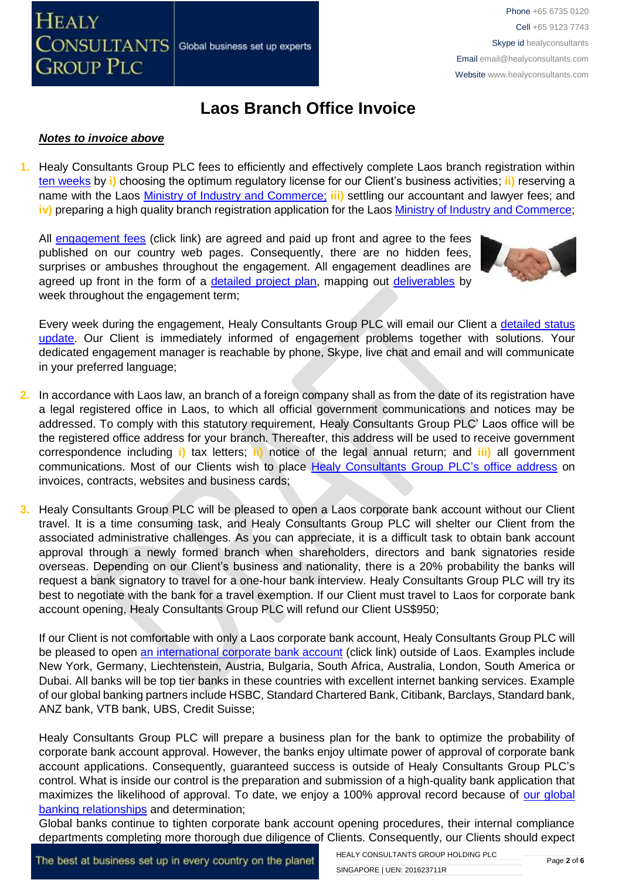# Laos Branch Office Invoice

***Notes to invoice above***

1. Healy Consultants Group PLC fees to efficiently and effectively complete Laos branch registration within ten weeks by **i)** choosing the optimum regulatory license for our Client's business activities; **ii)** reserving a name with the Laos Ministry of Industry and Commerce; **iii)** settling our accountant and lawyer fees; and **iv)** preparing a high quality branch registration application for the Laos Ministry of Industry and Commerce;

   All engagement fees (click link) are agreed and paid up front and agree to the fees published on our country web pages. Consequently, there are no hidden fees, surprises or ambushes throughout the engagement. All engagement deadlines are agreed up front in the form of a detailed project plan, mapping out deliverables by week throughout the engagement term;

   Every week during the engagement, Healy Consultants Group PLC will email our Client a detailed status update. Our Client is immediately informed of engagement problems together with solutions. Your dedicated engagement manager is reachable by phone, Skype, live chat and email and will communicate in your preferred language;

2. In accordance with Laos law, an branch of a foreign company shall as from the date of its registration have a legal registered office in Laos, to which all official government communications and notices may be addressed. To comply with this statutory requirement, Healy Consultants Group PLC' Laos office will be the registered office address for your branch. Thereafter, this address will be used to receive government correspondence including **i)** tax letters; **ii)** notice of the legal annual return; and **iii)** all government communications. Most of our Clients wish to place Healy Consultants Group PLC's office address on invoices, contracts, websites and business cards;

3. Healy Consultants Group PLC will be pleased to open a Laos corporate bank account without our Client travel. It is a time consuming task, and Healy Consultants Group PLC will shelter our Client from the associated administrative challenges. As you can appreciate, it is a difficult task to obtain bank account approval through a newly formed branch when shareholders, directors and bank signatories reside overseas. Depending on our Client's business and nationality, there is a 20% probability the banks will request a bank signatory to travel for a one-hour bank interview. Healy Consultants Group PLC will try its best to negotiate with the bank for a travel exemption. If our Client must travel to Laos for corporate bank account opening, Healy Consultants Group PLC will refund our Client US$950;

   If our Client is not comfortable with only a Laos corporate bank account, Healy Consultants Group PLC will be pleased to open an international corporate bank account (click link) outside of Laos. Examples include New York, Germany, Liechtenstein, Austria, Bulgaria, South Africa, Australia, London, South America or Dubai. All banks will be top tier banks in these countries with excellent internet banking services. Example of our global banking partners include HSBC, Standard Chartered Bank, Citibank, Barclays, Standard bank, ANZ bank, VTB bank, UBS, Credit Suisse;

   Healy Consultants Group PLC will prepare a business plan for the bank to optimize the probability of corporate bank account approval. However, the banks enjoy ultimate power of approval of corporate bank account applications. Consequently, guaranteed success is outside of Healy Consultants Group PLC's control. What is inside our control is the preparation and submission of a high-quality bank application that maximizes the likelihood of approval. To date, we enjoy a 100% approval record because of our global banking relationships and determination;

   Global banks continue to tighten corporate bank account opening procedures, their internal compliance departments completing more thorough due diligence of Clients. Consequently, our Clients should expect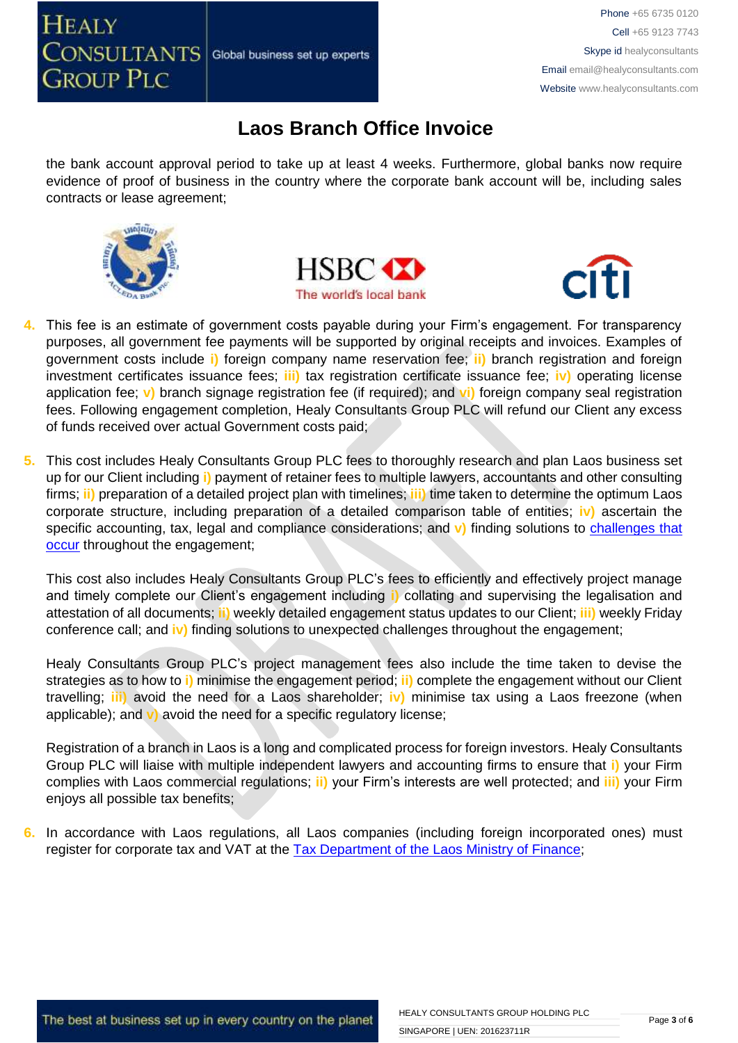# Laos Branch Office Invoice

the bank account approval period to take up at least 4 weeks. Furthermore, global banks now require evidence of proof of business in the country where the corporate bank account will be, including sales contracts or lease agreement;

4. This fee is an estimate of government costs payable during your Firm's engagement. For transparency purposes, all government fee payments will be supported by original receipts and invoices. Examples of government costs include i) foreign company name reservation fee; ii) branch registration and foreign investment certificates issuance fees; iii) tax registration certificate issuance fee; iv) operating license application fee; v) branch signage registration fee (if required); and vi) foreign company seal registration fees. Following engagement completion, Healy Consultants Group PLC will refund our Client any excess of funds received over actual Government costs paid;

5. This cost includes Healy Consultants Group PLC fees to thoroughly research and plan Laos business set up for our Client including i) payment of retainer fees to multiple lawyers, accountants and other consulting firms; ii) preparation of a detailed project plan with timelines; iii) time taken to determine the optimum Laos corporate structure, including preparation of a detailed comparison table of entities; iv) ascertain the specific accounting, tax, legal and compliance considerations; and v) finding solutions to challenges that occur throughout the engagement;

   This cost also includes Healy Consultants Group PLC's fees to efficiently and effectively project manage and timely complete our Client's engagement including i) collating and supervising the legalisation and attestation of all documents; ii) weekly detailed engagement status updates to our Client; iii) weekly Friday conference call; and iv) finding solutions to unexpected challenges throughout the engagement;

   Healy Consultants Group PLC's project management fees also include the time taken to devise the strategies as to how to i) minimise the engagement period; ii) complete the engagement without our Client travelling; iii) avoid the need for a Laos shareholder; iv) minimise tax using a Laos freezone (when applicable); and v) avoid the need for a specific regulatory license;

   Registration of a branch in Laos is a long and complicated process for foreign investors. Healy Consultants Group PLC will liaise with multiple independent lawyers and accounting firms to ensure that i) your Firm complies with Laos commercial regulations; ii) your Firm's interests are well protected; and iii) your Firm enjoys all possible tax benefits;

6. In accordance with Laos regulations, all Laos companies (including foreign incorporated ones) must register for corporate tax and VAT at the Tax Department of the Laos Ministry of Finance;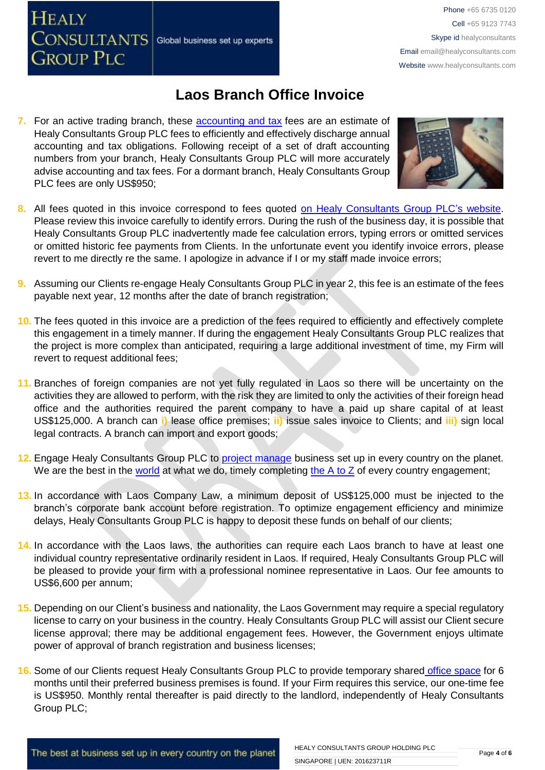# Laos Branch Office Invoice

7. For an active trading branch, these accounting and tax fees are an estimate of Healy Consultants Group PLC fees to efficiently and effectively discharge annual accounting and tax obligations. Following receipt of a set of draft accounting numbers from your branch, Healy Consultants Group PLC will more accurately advise accounting and tax fees. For a dormant branch, Healy Consultants Group PLC fees are only US$950;

8. All fees quoted in this invoice correspond to fees quoted on Healy Consultants Group PLC's website. Please review this invoice carefully to identify errors. During the rush of the business day, it is possible that Healy Consultants Group PLC inadvertently made fee calculation errors, typing errors or omitted services or omitted historic fee payments from Clients. In the unfortunate event you identify invoice errors, please revert to me directly re the same. I apologize in advance if I or my staff made invoice errors;

9. Assuming our Clients re-engage Healy Consultants Group PLC in year 2, this fee is an estimate of the fees payable next year, 12 months after the date of branch registration;

10. The fees quoted in this invoice are a prediction of the fees required to efficiently and effectively complete this engagement in a timely manner. If during the engagement Healy Consultants Group PLC realizes that the project is more complex than anticipated, requiring a large additional investment of time, my Firm will revert to request additional fees;

11. Branches of foreign companies are not yet fully regulated in Laos so there will be uncertainty on the activities they are allowed to perform, with the risk they are limited to only the activities of their foreign head office and the authorities required the parent company to have a paid up share capital of at least US$125,000. A branch can **i)** lease office premises; **ii)** issue sales invoice to Clients; and **iii)** sign local legal contracts. A branch can import and export goods;

12. Engage Healy Consultants Group PLC to project manage business set up in every country on the planet. We are the best in the world at what we do, timely completing the A to Z of every country engagement;

13. In accordance with Laos Company Law, a minimum deposit of US$125,000 must be injected to the branch's corporate bank account before registration. To optimize engagement efficiency and minimize delays, Healy Consultants Group PLC is happy to deposit these funds on behalf of our clients;

14. In accordance with the Laos laws, the authorities can require each Laos branch to have at least one individual country representative ordinarily resident in Laos. If required, Healy Consultants Group PLC will be pleased to provide your firm with a professional nominee representative in Laos. Our fee amounts to US$6,600 per annum;

15. Depending on our Client's business and nationality, the Laos Government may require a special regulatory license to carry on your business in the country. Healy Consultants Group PLC will assist our Client secure license approval; there may be additional engagement fees. However, the Government enjoys ultimate power of approval of branch registration and business licenses;

16. Some of our Clients request Healy Consultants Group PLC to provide temporary shared office space for 6 months until their preferred business premises is found. If your Firm requires this service, our one-time fee is US$950. Monthly rental thereafter is paid directly to the landlord, independently of Healy Consultants Group PLC;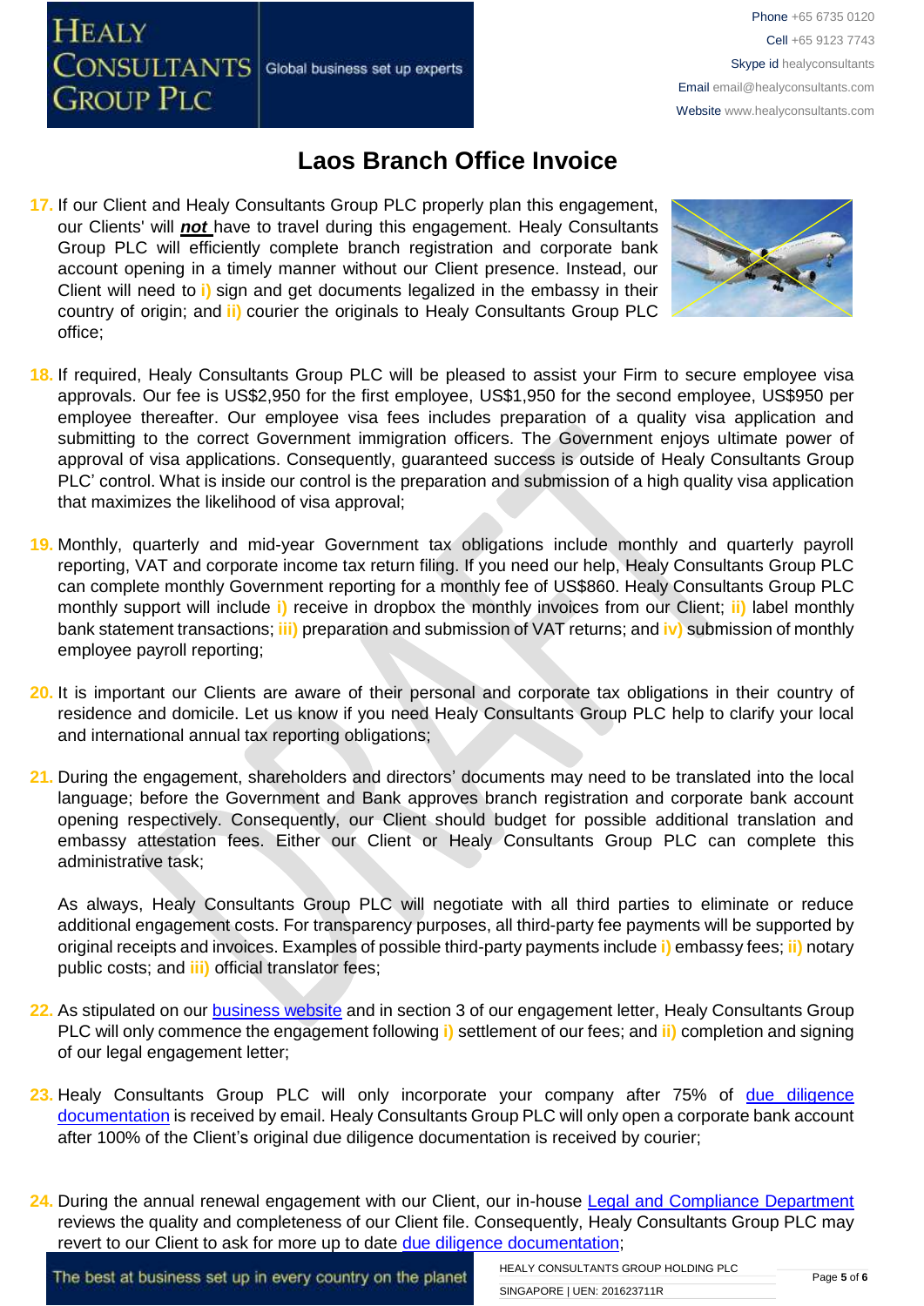# Laos Branch Office Invoice

17. If our Client and Healy Consultants Group PLC properly plan this engagement, our Clients' will ***not*** have to travel during this engagement. Healy Consultants Group PLC will efficiently complete branch registration and corporate bank account opening in a timely manner without our Client presence. Instead, our Client will need to **i)** sign and get documents legalized in the embassy in their country of origin; and **ii)** courier the originals to Healy Consultants Group PLC office;

18. If required, Healy Consultants Group PLC will be pleased to assist your Firm to secure employee visa approvals. Our fee is US$2,950 for the first employee, US$1,950 for the second employee, US$950 per employee thereafter. Our employee visa fees includes preparation of a quality visa application and submitting to the correct Government immigration officers. The Government enjoys ultimate power of approval of visa applications. Consequently, guaranteed success is outside of Healy Consultants Group PLC' control. What is inside our control is the preparation and submission of a high quality visa application that maximizes the likelihood of visa approval;

19. Monthly, quarterly and mid-year Government tax obligations include monthly and quarterly payroll reporting, VAT and corporate income tax return filing. If you need our help, Healy Consultants Group PLC can complete monthly Government reporting for a monthly fee of US$860. Healy Consultants Group PLC monthly support will include **i)** receive in dropbox the monthly invoices from our Client; **ii)** label monthly bank statement transactions; **iii)** preparation and submission of VAT returns; and **iv)** submission of monthly employee payroll reporting;

20. It is important our Clients are aware of their personal and corporate tax obligations in their country of residence and domicile. Let us know if you need Healy Consultants Group PLC help to clarify your local and international annual tax reporting obligations;

21. During the engagement, shareholders and directors' documents may need to be translated into the local language; before the Government and Bank approves branch registration and corporate bank account opening respectively. Consequently, our Client should budget for possible additional translation and embassy attestation fees. Either our Client or Healy Consultants Group PLC can complete this administrative task;

    As always, Healy Consultants Group PLC will negotiate with all third parties to eliminate or reduce additional engagement costs. For transparency purposes, all third-party fee payments will be supported by original receipts and invoices. Examples of possible third-party payments include **i)** embassy fees; **ii)** notary public costs; and **iii)** official translator fees;

22. As stipulated on our business website and in section 3 of our engagement letter, Healy Consultants Group PLC will only commence the engagement following **i)** settlement of our fees; and **ii)** completion and signing of our legal engagement letter;

23. Healy Consultants Group PLC will only incorporate your company after 75% of due diligence documentation is received by email. Healy Consultants Group PLC will only open a corporate bank account after 100% of the Client's original due diligence documentation is received by courier;

24. During the annual renewal engagement with our Client, our in-house Legal and Compliance Department reviews the quality and completeness of our Client file. Consequently, Healy Consultants Group PLC may revert to our Client to ask for more up to date due diligence documentation;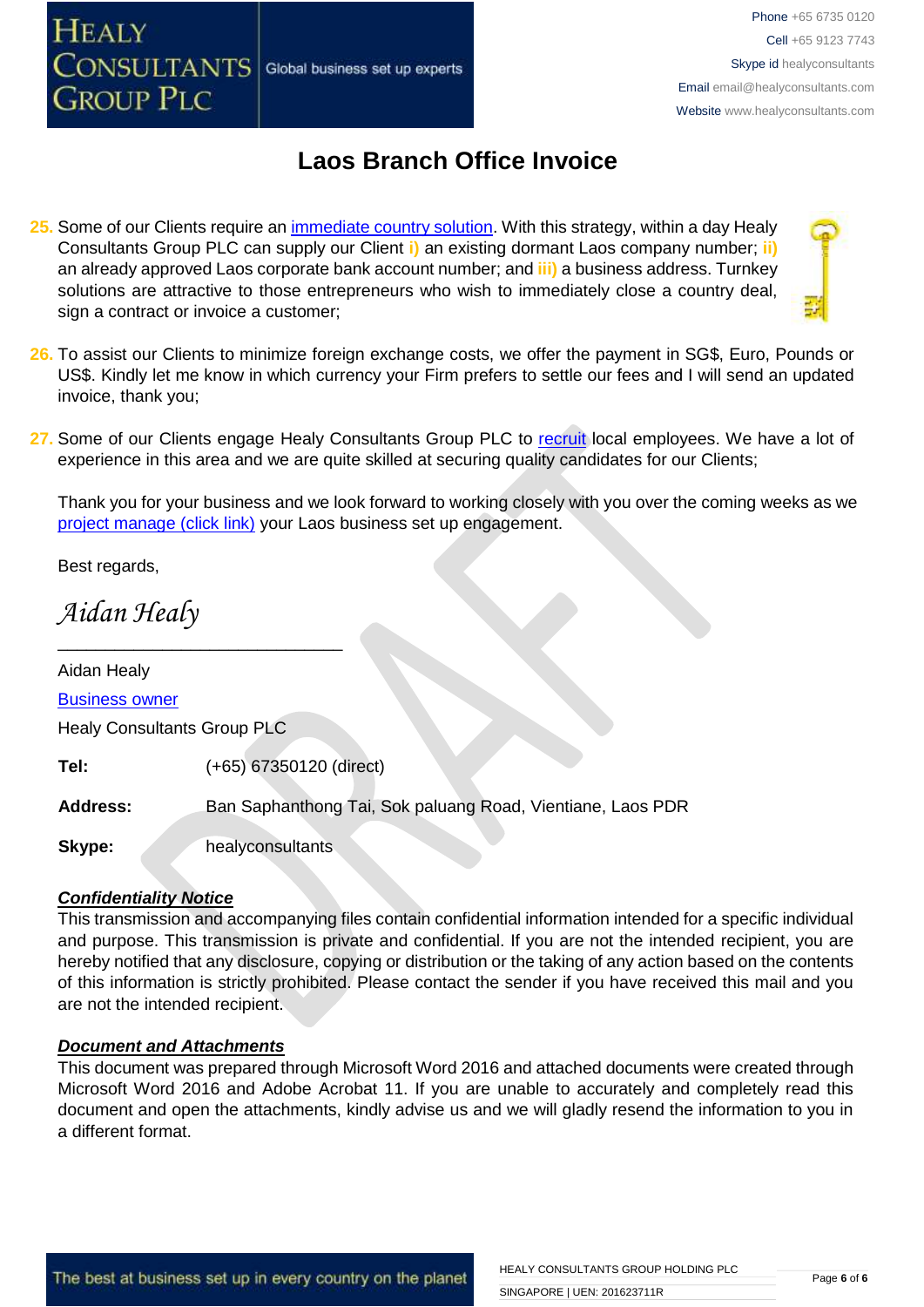# Laos Branch Office Invoice

25. Some of our Clients require an immediate country solution. With this strategy, within a day Healy Consultants Group PLC can supply our Client i) an existing dormant Laos company number; ii) an already approved Laos corporate bank account number; and iii) a business address. Turnkey solutions are attractive to those entrepreneurs who wish to immediately close a country deal, sign a contract or invoice a customer;

26. To assist our Clients to minimize foreign exchange costs, we offer the payment in SG$, Euro, Pounds or US$. Kindly let me know in which currency your Firm prefers to settle our fees and I will send an updated invoice, thank you;

27. Some of our Clients engage Healy Consultants Group PLC to recruit local employees. We have a lot of experience in this area and we are quite skilled at securing quality candidates for our Clients;

Thank you for your business and we look forward to working closely with you over the coming weeks as we project manage (click link) your Laos business set up engagement.

Best regards,

*Aidan Healy*

_____________________________

Aidan Healy

Business owner

Healy Consultants Group PLC

| | |
|---|---|
| **Tel:** | (+65) 67350120 (direct) |
| **Address:** | Ban Saphanthong Tai, Sok paluang Road, Vientiane, Laos PDR |
| **Skype:** | healyconsultants |

***Confidentiality Notice***

This transmission and accompanying files contain confidential information intended for a specific individual and purpose. This transmission is private and confidential. If you are not the intended recipient, you are hereby notified that any disclosure, copying or distribution or the taking of any action based on the contents of this information is strictly prohibited. Please contact the sender if you have received this mail and you are not the intended recipient.

***Document and Attachments***

This document was prepared through Microsoft Word 2016 and attached documents were created through Microsoft Word 2016 and Adobe Acrobat 11. If you are unable to accurately and completely read this document and open the attachments, kindly advise us and we will gladly resend the information to you in a different format.